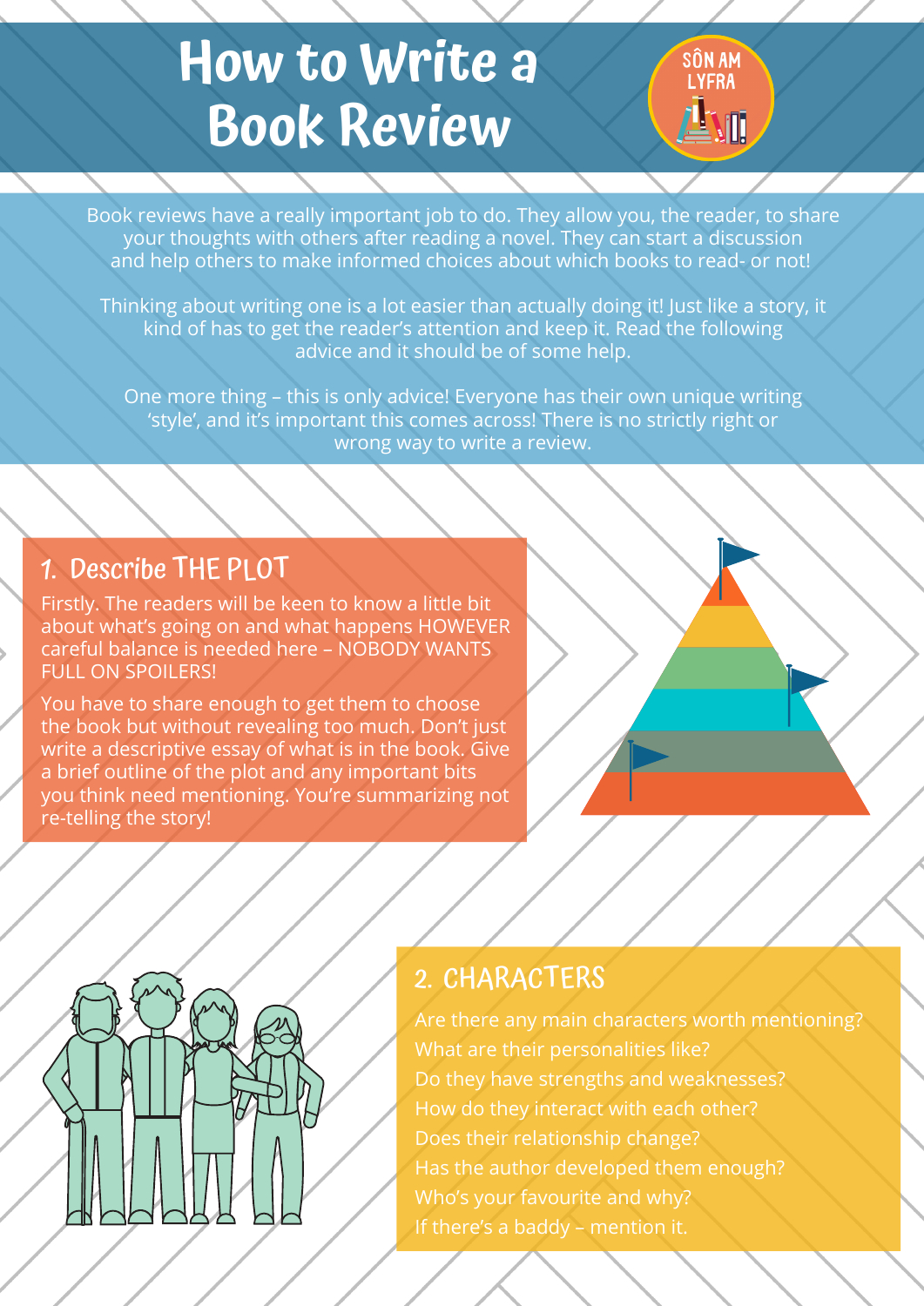# How to Write a Book Review

SÔN AM LYFRA

Book reviews have a really important job to do. They allow you, the reader, to share your thoughts with others after reading a novel. They can start a discussion and help others to make informed choices about which books to read- or not!

Thinking about writing one is a lot easier than actually doing it! Just like a story, it kind of has to get the reader's attention and keep it. Read the following advice and it should be of some help.

One more thing – this is only advice! Everyone has their own unique writing 'style', and it's important this comes across! There is no strictly right or wrong way to write a review.

## 1. Describe THE PLOT

Firstly. The readers will be keen to know a little bit about what's going on and what happens HOWEVER careful balance is needed here – NOBODY WANTS FULL ON SPOILERS!

You have to share enough to get them to choose the book but without revealing too much. Don't just write a descriptive essay of what is in the book. Give a brief outline of the plot and any important bits you think need mentioning. You're summarizing not re-telling the story!

## 2. CHARACTERS

Are there any main characters worth mentioning?
What are their personalities like?
Do they have strengths and weaknesses?
How do they interact with each other?
Does their relationship change?
Has the author developed them enough?
Who's your favourite and why?
If there's a baddy – mention it.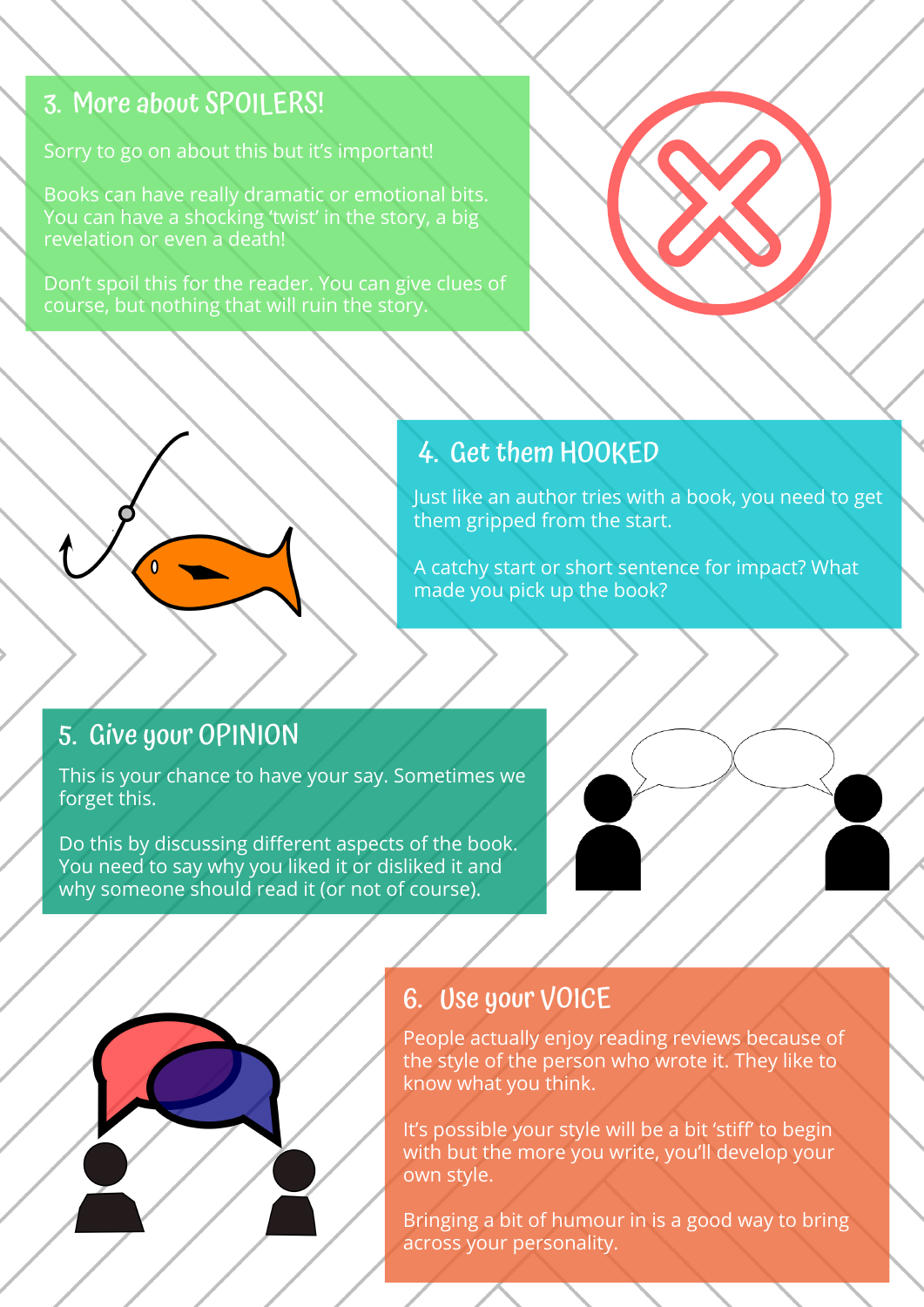## 3. More about SPOILERS!

Sorry to go on about this but it's important!

Books can have really dramatic or emotional bits. You can have a shocking 'twist' in the story, a big revelation or even a death!

Don't spoil this for the reader. You can give clues of course, but nothing that will ruin the story.

## 4. Get them HOOKED

Just like an author tries with a book, you need to get them gripped from the start.

A catchy start or short sentence for impact? What made you pick up the book?

## 5. Give your OPINION

This is your chance to have your say. Sometimes we forget this.

Do this by discussing different aspects of the book. You need to say why you liked it or disliked it and why someone should read it (or not of course).

## 6. Use your VOICE

People actually enjoy reading reviews because of the style of the person who wrote it. They like to know what you think.

It's possible your style will be a bit 'stiff' to begin with but the more you write, you'll develop your own style.

Bringing a bit of humour in is a good way to bring across your personality.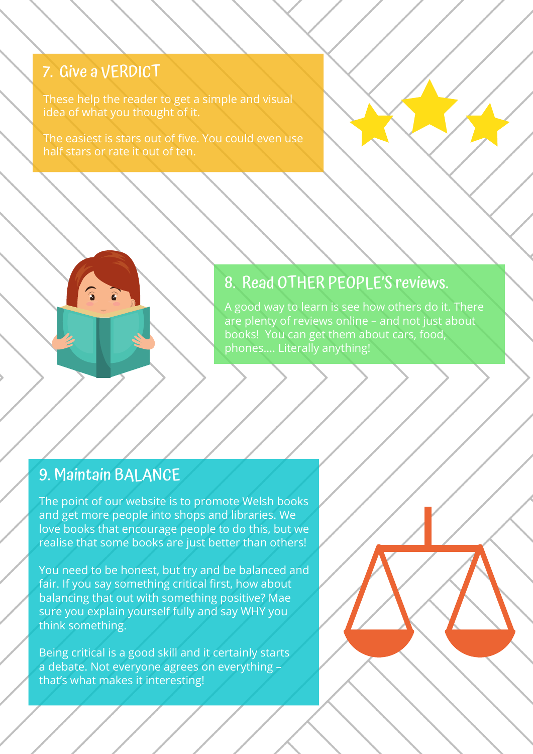## 7. Give a VERDICT

These help the reader to get a simple and visual idea of what you thought of it.

The easiest is stars out of five. You could even use half stars or rate it out of ten.

## 8. Read OTHER PEOPLE'S reviews.

A good way to learn is see how others do it. There are plenty of reviews online – and not just about books! You can get them about cars, food, phones.... Literally anything!

## 9. Maintain BALANCE

The point of our website is to promote Welsh books and get more people into shops and libraries. We love books that encourage people to do this, but we realise that some books are just better than others!

You need to be honest, but try and be balanced and fair. If you say something critical first, how about balancing that out with something positive? Mae sure you explain yourself fully and say WHY you think something.

Being critical is a good skill and it certainly starts a debate. Not everyone agrees on everything – that's what makes it interesting!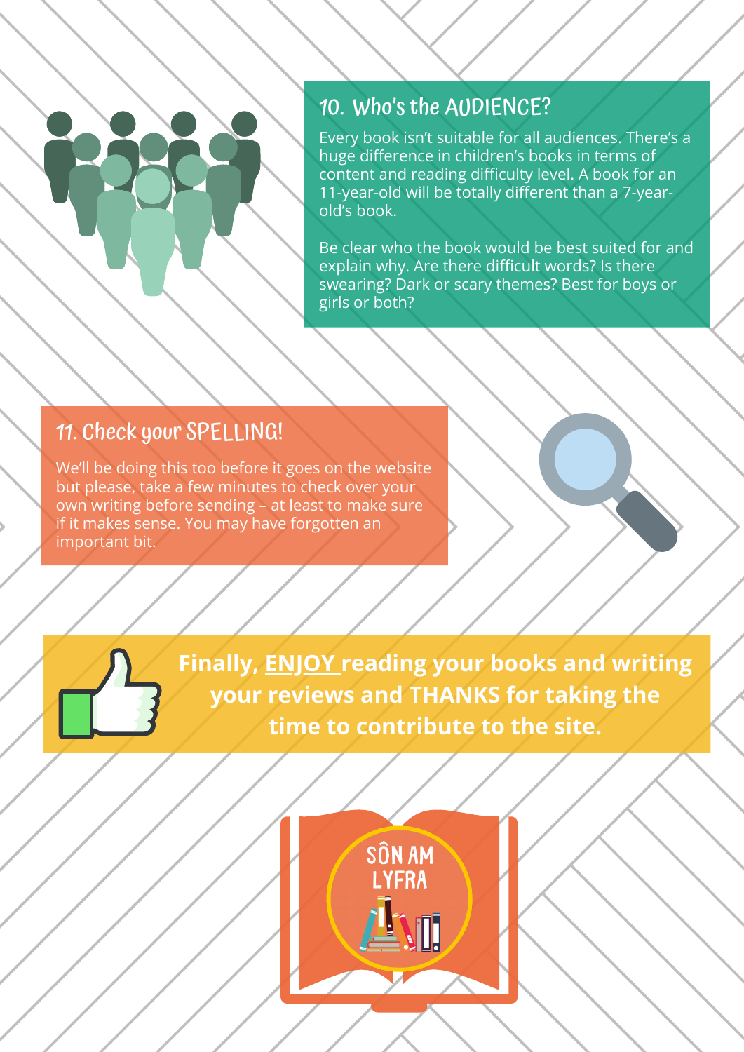## 10. Who's the AUDIENCE?

Every book isn't suitable for all audiences. There's a huge difference in children's books in terms of content and reading difficulty level. A book for an 11-year-old will be totally different than a 7-year-old's book.

Be clear who the book would be best suited for and explain why. Are there difficult words? Is there swearing? Dark or scary themes? Best for boys or girls or both?

## 11. Check your SPELLING!

We'll be doing this too before it goes on the website but please, take a few minutes to check over your own writing before sending – at least to make sure if it makes sense. You may have forgotten an important bit.

**Finally, <u>ENJOY</u> reading your books and writing your reviews and THANKS for taking the time to contribute to the site.**

SÔN AM LYFRA